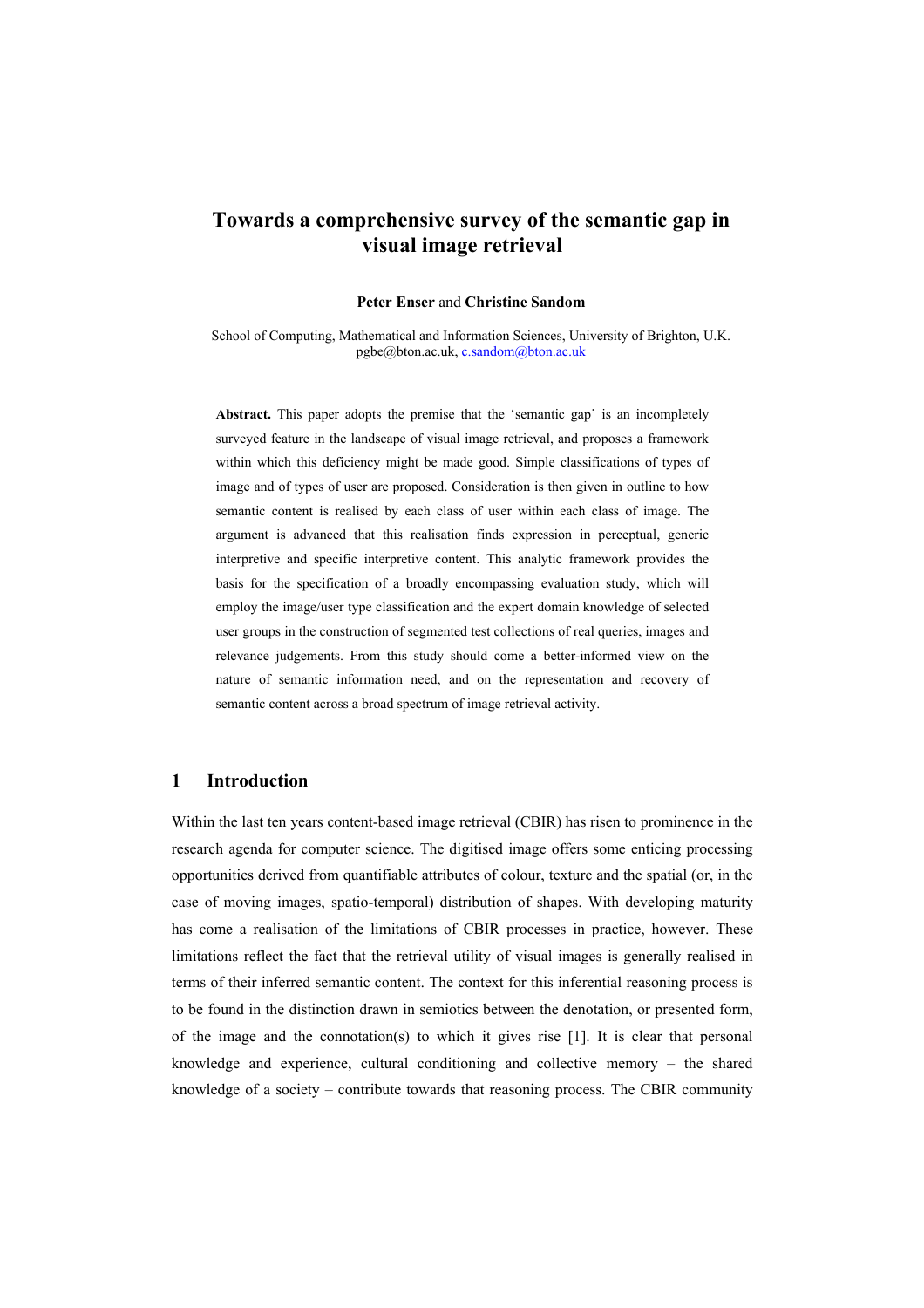# Towards a comprehensive survey of the semantic gap in visual image retrieval

**Peter Enser** and **Christine Sandom**

School of Computing, Mathematical and Information Sciences, University of Brighton, U.K.
pgbe@bton.ac.uk, c.sandom@bton.ac.uk

**Abstract.** This paper adopts the premise that the 'semantic gap' is an incompletely surveyed feature in the landscape of visual image retrieval, and proposes a framework within which this deficiency might be made good. Simple classifications of types of image and of types of user are proposed. Consideration is then given in outline to how semantic content is realised by each class of user within each class of image. The argument is advanced that this realisation finds expression in perceptual, generic interpretive and specific interpretive content. This analytic framework provides the basis for the specification of a broadly encompassing evaluation study, which will employ the image/user type classification and the expert domain knowledge of selected user groups in the construction of segmented test collections of real queries, images and relevance judgements. From this study should come a better-informed view on the nature of semantic information need, and on the representation and recovery of semantic content across a broad spectrum of image retrieval activity.

## 1 Introduction

Within the last ten years content-based image retrieval (CBIR) has risen to prominence in the research agenda for computer science. The digitised image offers some enticing processing opportunities derived from quantifiable attributes of colour, texture and the spatial (or, in the case of moving images, spatio-temporal) distribution of shapes. With developing maturity has come a realisation of the limitations of CBIR processes in practice, however. These limitations reflect the fact that the retrieval utility of visual images is generally realised in terms of their inferred semantic content. The context for this inferential reasoning process is to be found in the distinction drawn in semiotics between the denotation, or presented form, of the image and the connotation(s) to which it gives rise [1]. It is clear that personal knowledge and experience, cultural conditioning and collective memory – the shared knowledge of a society – contribute towards that reasoning process. The CBIR community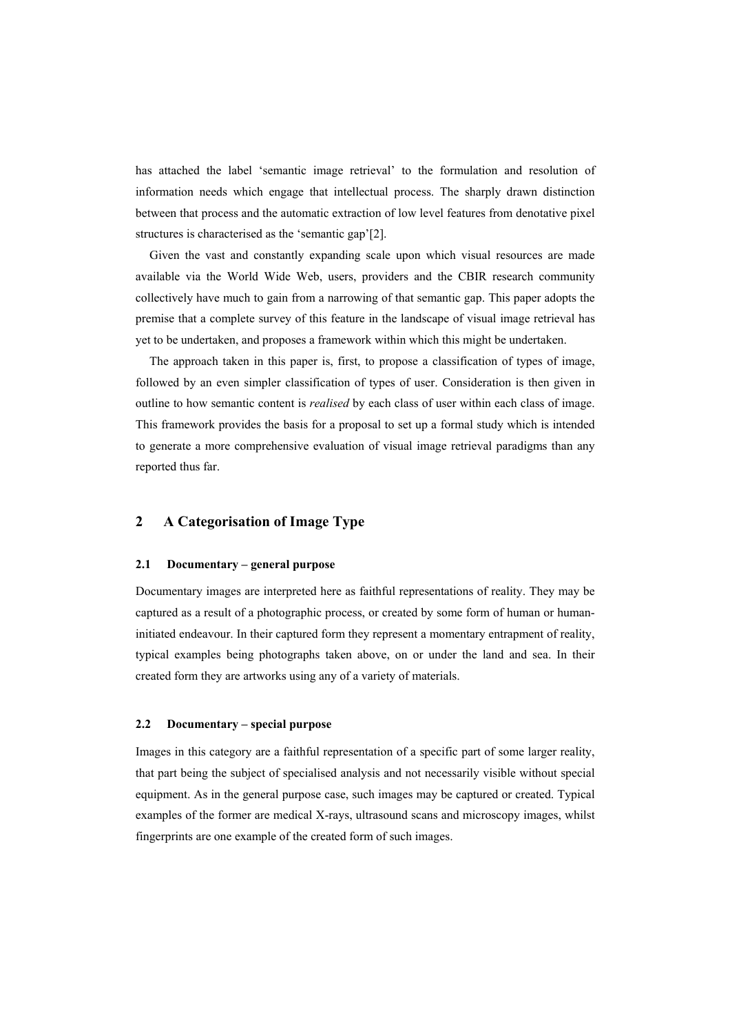has attached the label 'semantic image retrieval' to the formulation and resolution of information needs which engage that intellectual process. The sharply drawn distinction between that process and the automatic extraction of low level features from denotative pixel structures is characterised as the 'semantic gap'[2].

Given the vast and constantly expanding scale upon which visual resources are made available via the World Wide Web, users, providers and the CBIR research community collectively have much to gain from a narrowing of that semantic gap. This paper adopts the premise that a complete survey of this feature in the landscape of visual image retrieval has yet to be undertaken, and proposes a framework within which this might be undertaken.

The approach taken in this paper is, first, to propose a classification of types of image, followed by an even simpler classification of types of user. Consideration is then given in outline to how semantic content is *realised* by each class of user within each class of image. This framework provides the basis for a proposal to set up a formal study which is intended to generate a more comprehensive evaluation of visual image retrieval paradigms than any reported thus far.

## 2 A Categorisation of Image Type

### 2.1 Documentary – general purpose

Documentary images are interpreted here as faithful representations of reality. They may be captured as a result of a photographic process, or created by some form of human or human-initiated endeavour. In their captured form they represent a momentary entrapment of reality, typical examples being photographs taken above, on or under the land and sea. In their created form they are artworks using any of a variety of materials.

### 2.2 Documentary – special purpose

Images in this category are a faithful representation of a specific part of some larger reality, that part being the subject of specialised analysis and not necessarily visible without special equipment. As in the general purpose case, such images may be captured or created. Typical examples of the former are medical X-rays, ultrasound scans and microscopy images, whilst fingerprints are one example of the created form of such images.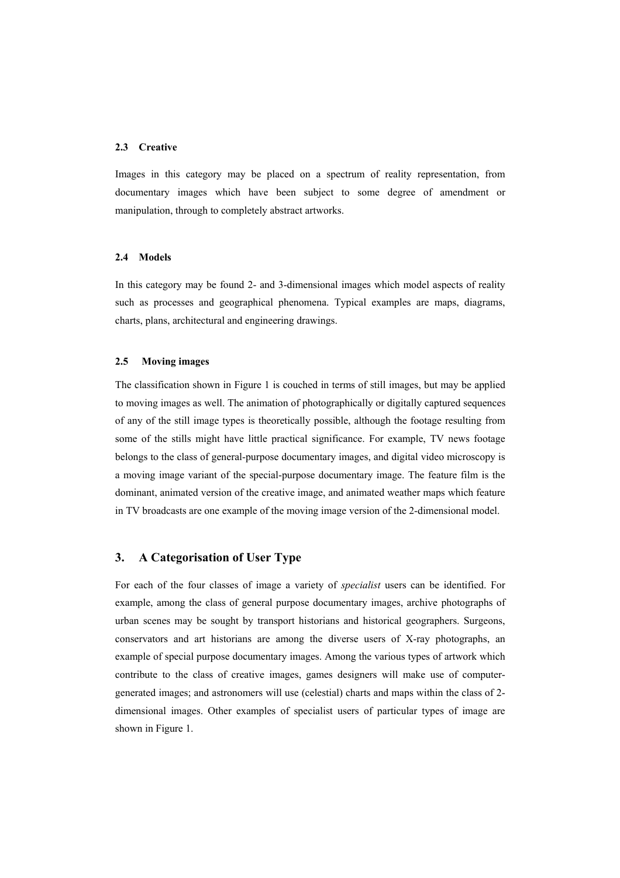### 2.3 Creative

Images in this category may be placed on a spectrum of reality representation, from documentary images which have been subject to some degree of amendment or manipulation, through to completely abstract artworks.

### 2.4 Models

In this category may be found 2- and 3-dimensional images which model aspects of reality such as processes and geographical phenomena. Typical examples are maps, diagrams, charts, plans, architectural and engineering drawings.

### 2.5 Moving images

The classification shown in Figure 1 is couched in terms of still images, but may be applied to moving images as well. The animation of photographically or digitally captured sequences of any of the still image types is theoretically possible, although the footage resulting from some of the stills might have little practical significance. For example, TV news footage belongs to the class of general-purpose documentary images, and digital video microscopy is a moving image variant of the special-purpose documentary image. The feature film is the dominant, animated version of the creative image, and animated weather maps which feature in TV broadcasts are one example of the moving image version of the 2-dimensional model.

## 3. A Categorisation of User Type

For each of the four classes of image a variety of *specialist* users can be identified. For example, among the class of general purpose documentary images, archive photographs of urban scenes may be sought by transport historians and historical geographers. Surgeons, conservators and art historians are among the diverse users of X-ray photographs, an example of special purpose documentary images. Among the various types of artwork which contribute to the class of creative images, games designers will make use of computer-generated images; and astronomers will use (celestial) charts and maps within the class of 2-dimensional images. Other examples of specialist users of particular types of image are shown in Figure 1.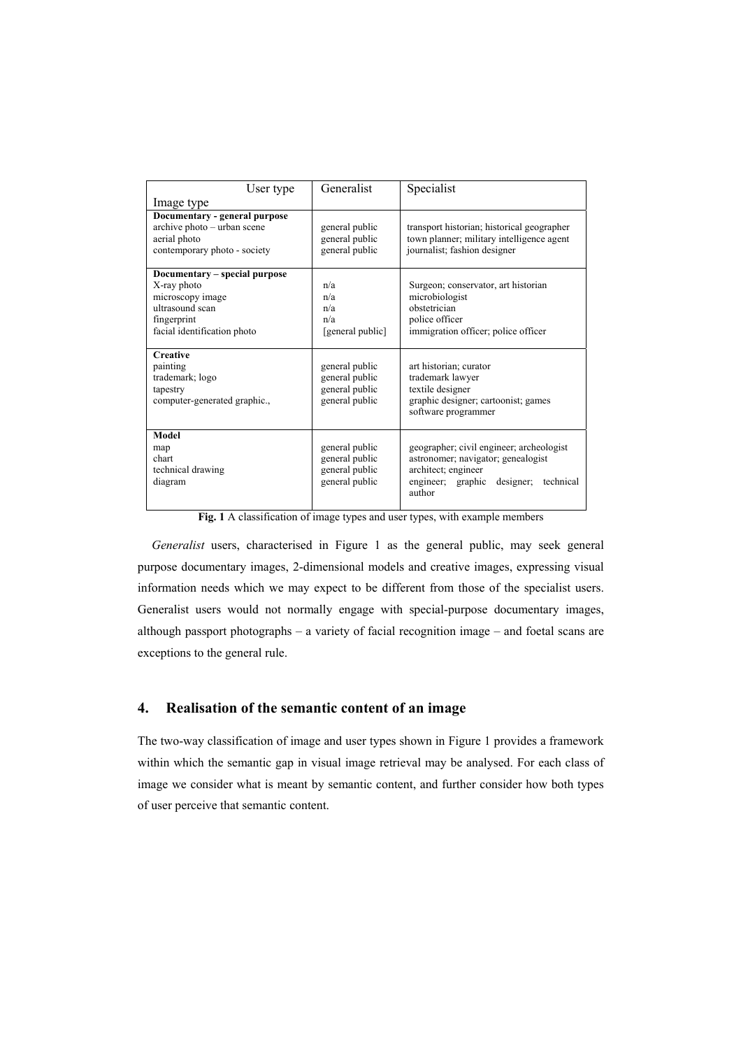| User type / Image type | Generalist | Specialist |
|---|---|---|
| **Documentary - general purpose** | | |
| archive photo – urban scene | general public | transport historian; historical geographer |
| aerial photo | general public | town planner; military intelligence agent |
| contemporary photo - society | general public | journalist; fashion designer |
| **Documentary – special purpose** | | |
| X-ray photo | n/a | Surgeon; conservator, art historian |
| microscopy image | n/a | microbiologist |
| ultrasound scan | n/a | obstetrician |
| fingerprint | n/a | police officer |
| facial identification photo | [general public] | immigration officer; police officer |
| **Creative** | | |
| painting | general public | art historian; curator |
| trademark; logo | general public | trademark lawyer |
| tapestry | general public | textile designer |
| computer-generated graphic., | general public | graphic designer; cartoonist; games software programmer |
| **Model** | | |
| map | general public | geographer; civil engineer; archeologist |
| chart | general public | astronomer; navigator; genealogist |
| technical drawing | general public | architect; engineer |
| diagram | general public | engineer; graphic designer; technical author |

**Fig. 1** A classification of image types and user types, with example members

*Generalist* users, characterised in Figure 1 as the general public, may seek general purpose documentary images, 2-dimensional models and creative images, expressing visual information needs which we may expect to be different from those of the specialist users. Generalist users would not normally engage with special-purpose documentary images, although passport photographs – a variety of facial recognition image – and foetal scans are exceptions to the general rule.

## 4. Realisation of the semantic content of an image

The two-way classification of image and user types shown in Figure 1 provides a framework within which the semantic gap in visual image retrieval may be analysed. For each class of image we consider what is meant by semantic content, and further consider how both types of user perceive that semantic content.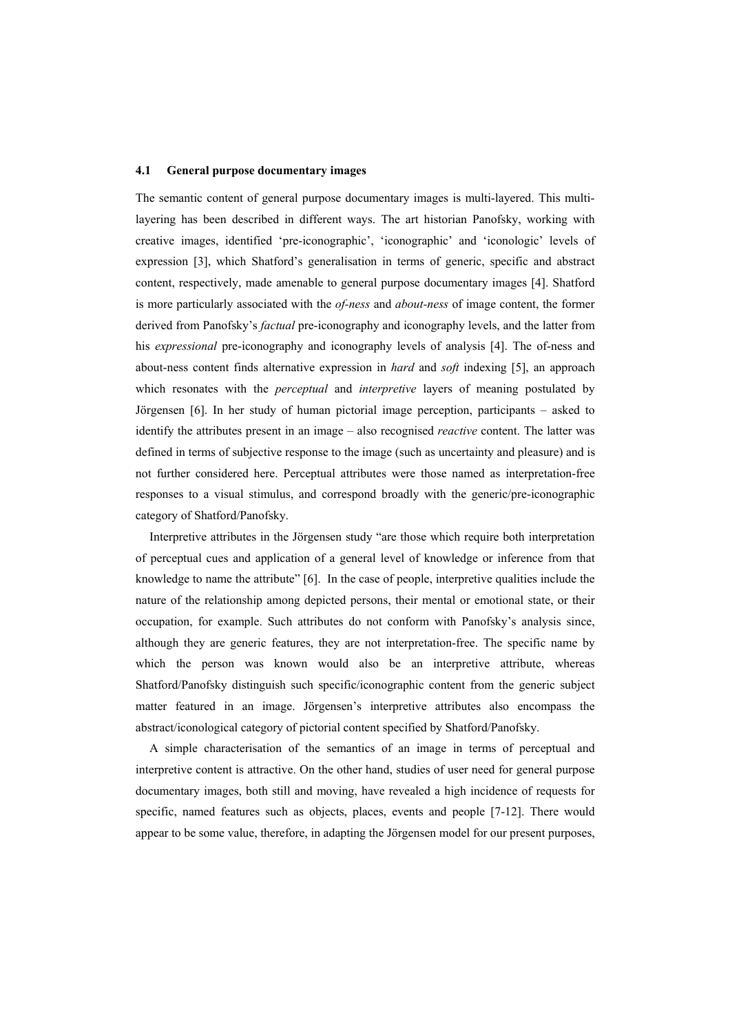### 4.1 General purpose documentary images

The semantic content of general purpose documentary images is multi-layered. This multi-layering has been described in different ways. The art historian Panofsky, working with creative images, identified 'pre-iconographic', 'iconographic' and 'iconologic' levels of expression [3], which Shatford's generalisation in terms of generic, specific and abstract content, respectively, made amenable to general purpose documentary images [4]. Shatford is more particularly associated with the *of-ness* and *about-ness* of image content, the former derived from Panofsky's *factual* pre-iconography and iconography levels, and the latter from his *expressional* pre-iconography and iconography levels of analysis [4]. The of-ness and about-ness content finds alternative expression in *hard* and *soft* indexing [5], an approach which resonates with the *perceptual* and *interpretive* layers of meaning postulated by Jörgensen [6]. In her study of human pictorial image perception, participants – asked to identify the attributes present in an image – also recognised *reactive* content. The latter was defined in terms of subjective response to the image (such as uncertainty and pleasure) and is not further considered here. Perceptual attributes were those named as interpretation-free responses to a visual stimulus, and correspond broadly with the generic/pre-iconographic category of Shatford/Panofsky.

Interpretive attributes in the Jörgensen study "are those which require both interpretation of perceptual cues and application of a general level of knowledge or inference from that knowledge to name the attribute" [6]. In the case of people, interpretive qualities include the nature of the relationship among depicted persons, their mental or emotional state, or their occupation, for example. Such attributes do not conform with Panofsky's analysis since, although they are generic features, they are not interpretation-free. The specific name by which the person was known would also be an interpretive attribute, whereas Shatford/Panofsky distinguish such specific/iconographic content from the generic subject matter featured in an image. Jörgensen's interpretive attributes also encompass the abstract/iconological category of pictorial content specified by Shatford/Panofsky.

A simple characterisation of the semantics of an image in terms of perceptual and interpretive content is attractive. On the other hand, studies of user need for general purpose documentary images, both still and moving, have revealed a high incidence of requests for specific, named features such as objects, places, events and people [7-12]. There would appear to be some value, therefore, in adapting the Jörgensen model for our present purposes,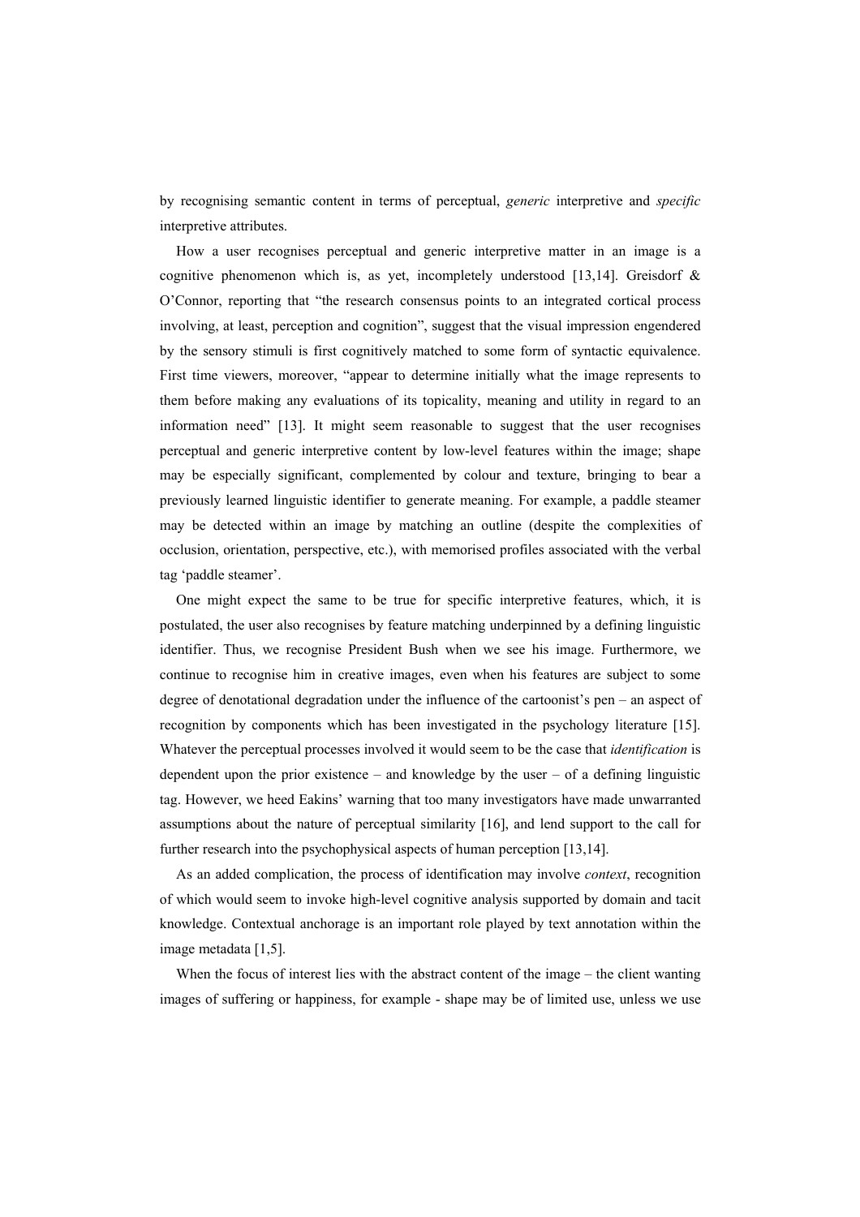by recognising semantic content in terms of perceptual, *generic* interpretive and *specific* interpretive attributes.

How a user recognises perceptual and generic interpretive matter in an image is a cognitive phenomenon which is, as yet, incompletely understood [13,14]. Greisdorf & O'Connor, reporting that "the research consensus points to an integrated cortical process involving, at least, perception and cognition", suggest that the visual impression engendered by the sensory stimuli is first cognitively matched to some form of syntactic equivalence. First time viewers, moreover, "appear to determine initially what the image represents to them before making any evaluations of its topicality, meaning and utility in regard to an information need" [13]. It might seem reasonable to suggest that the user recognises perceptual and generic interpretive content by low-level features within the image; shape may be especially significant, complemented by colour and texture, bringing to bear a previously learned linguistic identifier to generate meaning. For example, a paddle steamer may be detected within an image by matching an outline (despite the complexities of occlusion, orientation, perspective, etc.), with memorised profiles associated with the verbal tag 'paddle steamer'.

One might expect the same to be true for specific interpretive features, which, it is postulated, the user also recognises by feature matching underpinned by a defining linguistic identifier. Thus, we recognise President Bush when we see his image. Furthermore, we continue to recognise him in creative images, even when his features are subject to some degree of denotational degradation under the influence of the cartoonist's pen – an aspect of recognition by components which has been investigated in the psychology literature [15]. Whatever the perceptual processes involved it would seem to be the case that *identification* is dependent upon the prior existence – and knowledge by the user – of a defining linguistic tag. However, we heed Eakins' warning that too many investigators have made unwarranted assumptions about the nature of perceptual similarity [16], and lend support to the call for further research into the psychophysical aspects of human perception [13,14].

As an added complication, the process of identification may involve *context*, recognition of which would seem to invoke high-level cognitive analysis supported by domain and tacit knowledge. Contextual anchorage is an important role played by text annotation within the image metadata [1,5].

When the focus of interest lies with the abstract content of the image – the client wanting images of suffering or happiness, for example - shape may be of limited use, unless we use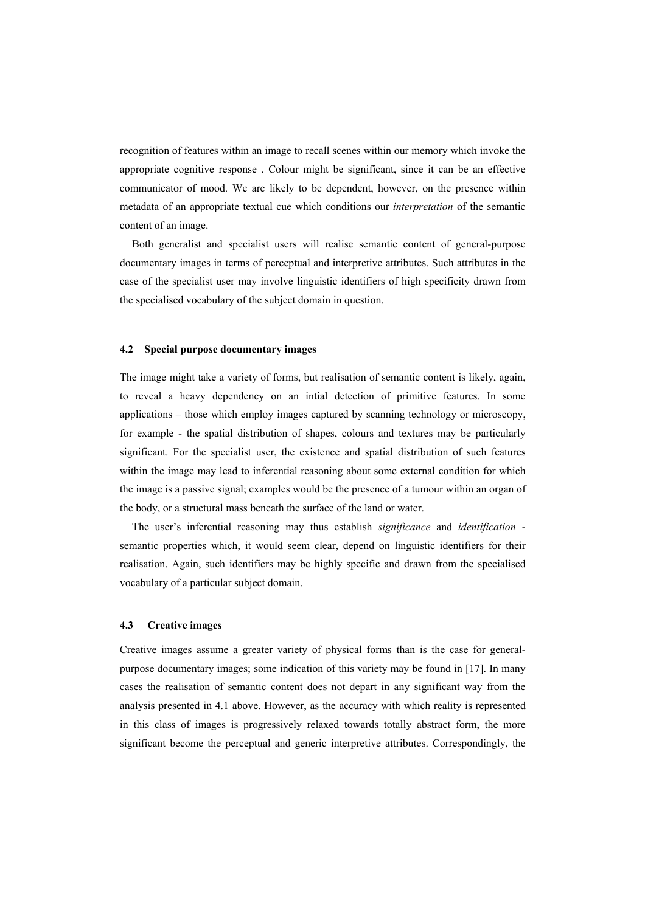recognition of features within an image to recall scenes within our memory which invoke the appropriate cognitive response . Colour might be significant, since it can be an effective communicator of mood. We are likely to be dependent, however, on the presence within metadata of an appropriate textual cue which conditions our *interpretation* of the semantic content of an image.

Both generalist and specialist users will realise semantic content of general-purpose documentary images in terms of perceptual and interpretive attributes. Such attributes in the case of the specialist user may involve linguistic identifiers of high specificity drawn from the specialised vocabulary of the subject domain in question.

### 4.2 Special purpose documentary images

The image might take a variety of forms, but realisation of semantic content is likely, again, to reveal a heavy dependency on an intial detection of primitive features. In some applications – those which employ images captured by scanning technology or microscopy, for example - the spatial distribution of shapes, colours and textures may be particularly significant. For the specialist user, the existence and spatial distribution of such features within the image may lead to inferential reasoning about some external condition for which the image is a passive signal; examples would be the presence of a tumour within an organ of the body, or a structural mass beneath the surface of the land or water.

The user's inferential reasoning may thus establish *significance* and *identification* - semantic properties which, it would seem clear, depend on linguistic identifiers for their realisation. Again, such identifiers may be highly specific and drawn from the specialised vocabulary of a particular subject domain.

### 4.3 Creative images

Creative images assume a greater variety of physical forms than is the case for general-purpose documentary images; some indication of this variety may be found in [17]. In many cases the realisation of semantic content does not depart in any significant way from the analysis presented in 4.1 above. However, as the accuracy with which reality is represented in this class of images is progressively relaxed towards totally abstract form, the more significant become the perceptual and generic interpretive attributes. Correspondingly, the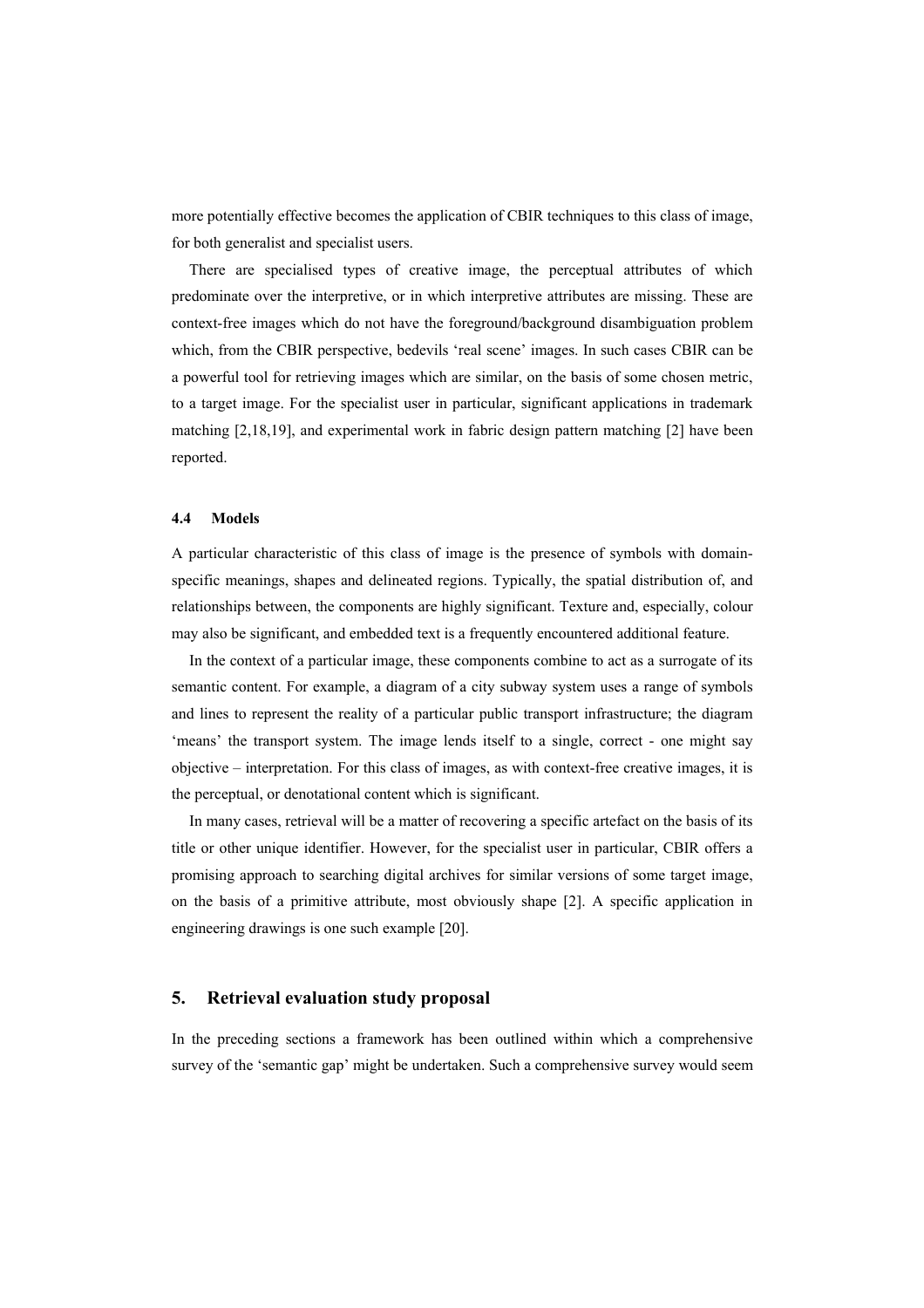more potentially effective becomes the application of CBIR techniques to this class of image, for both generalist and specialist users.

There are specialised types of creative image, the perceptual attributes of which predominate over the interpretive, or in which interpretive attributes are missing. These are context-free images which do not have the foreground/background disambiguation problem which, from the CBIR perspective, bedevils 'real scene' images. In such cases CBIR can be a powerful tool for retrieving images which are similar, on the basis of some chosen metric, to a target image. For the specialist user in particular, significant applications in trademark matching [2,18,19], and experimental work in fabric design pattern matching [2] have been reported.

### 4.4 Models

A particular characteristic of this class of image is the presence of symbols with domain-specific meanings, shapes and delineated regions. Typically, the spatial distribution of, and relationships between, the components are highly significant. Texture and, especially, colour may also be significant, and embedded text is a frequently encountered additional feature.

In the context of a particular image, these components combine to act as a surrogate of its semantic content. For example, a diagram of a city subway system uses a range of symbols and lines to represent the reality of a particular public transport infrastructure; the diagram 'means' the transport system. The image lends itself to a single, correct - one might say objective – interpretation. For this class of images, as with context-free creative images, it is the perceptual, or denotational content which is significant.

In many cases, retrieval will be a matter of recovering a specific artefact on the basis of its title or other unique identifier. However, for the specialist user in particular, CBIR offers a promising approach to searching digital archives for similar versions of some target image, on the basis of a primitive attribute, most obviously shape [2]. A specific application in engineering drawings is one such example [20].

## 5. Retrieval evaluation study proposal

In the preceding sections a framework has been outlined within which a comprehensive survey of the 'semantic gap' might be undertaken. Such a comprehensive survey would seem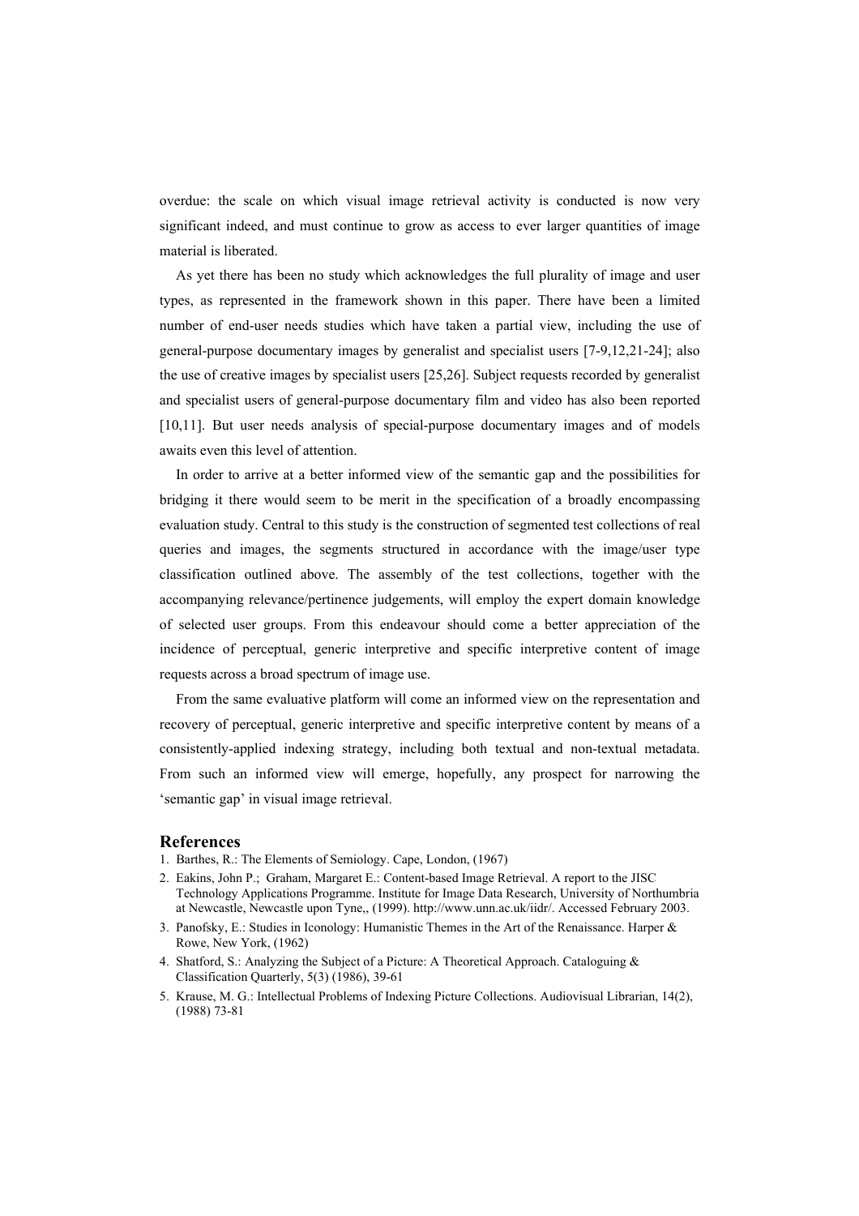overdue: the scale on which visual image retrieval activity is conducted is now very significant indeed, and must continue to grow as access to ever larger quantities of image material is liberated.

As yet there has been no study which acknowledges the full plurality of image and user types, as represented in the framework shown in this paper. There have been a limited number of end-user needs studies which have taken a partial view, including the use of general-purpose documentary images by generalist and specialist users [7-9,12,21-24]; also the use of creative images by specialist users [25,26]. Subject requests recorded by generalist and specialist users of general-purpose documentary film and video has also been reported [10,11]. But user needs analysis of special-purpose documentary images and of models awaits even this level of attention.

In order to arrive at a better informed view of the semantic gap and the possibilities for bridging it there would seem to be merit in the specification of a broadly encompassing evaluation study. Central to this study is the construction of segmented test collections of real queries and images, the segments structured in accordance with the image/user type classification outlined above. The assembly of the test collections, together with the accompanying relevance/pertinence judgements, will employ the expert domain knowledge of selected user groups. From this endeavour should come a better appreciation of the incidence of perceptual, generic interpretive and specific interpretive content of image requests across a broad spectrum of image use.

From the same evaluative platform will come an informed view on the representation and recovery of perceptual, generic interpretive and specific interpretive content by means of a consistently-applied indexing strategy, including both textual and non-textual metadata. From such an informed view will emerge, hopefully, any prospect for narrowing the 'semantic gap' in visual image retrieval.

## References

1. Barthes, R.: The Elements of Semiology. Cape, London, (1967)
2. Eakins, John P.; Graham, Margaret E.: Content-based Image Retrieval. A report to the JISC Technology Applications Programme. Institute for Image Data Research, University of Northumbria at Newcastle, Newcastle upon Tyne,, (1999). http://www.unn.ac.uk/iidr/. Accessed February 2003.
3. Panofsky, E.: Studies in Iconology: Humanistic Themes in the Art of the Renaissance. Harper & Rowe, New York, (1962)
4. Shatford, S.: Analyzing the Subject of a Picture: A Theoretical Approach. Cataloguing & Classification Quarterly, 5(3) (1986), 39-61
5. Krause, M. G.: Intellectual Problems of Indexing Picture Collections. Audiovisual Librarian, 14(2), (1988) 73-81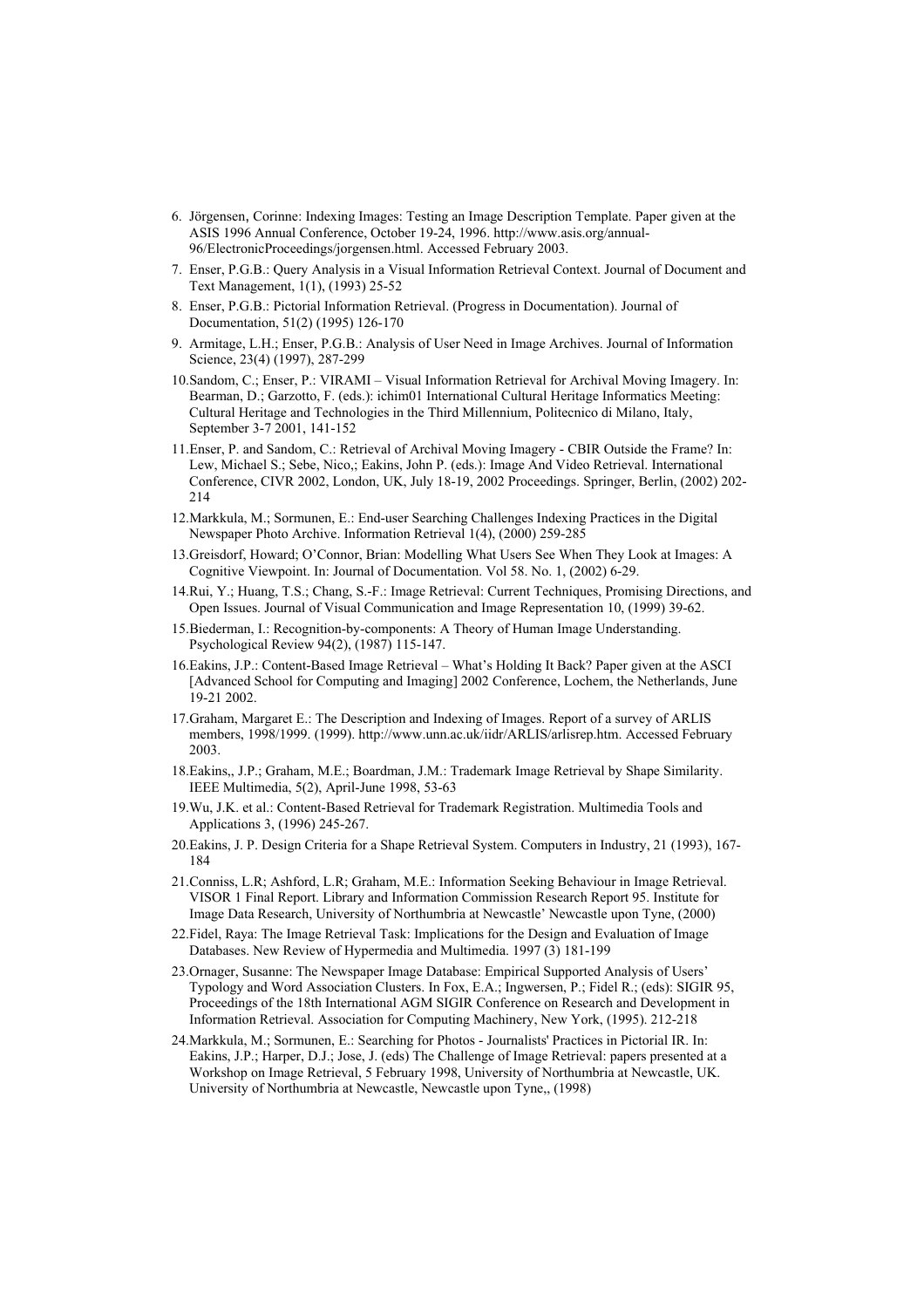6. Jörgensen, Corinne: Indexing Images: Testing an Image Description Template. Paper given at the ASIS 1996 Annual Conference, October 19-24, 1996. http://www.asis.org/annual-96/ElectronicProceedings/jorgensen.html. Accessed February 2003.
7. Enser, P.G.B.: Query Analysis in a Visual Information Retrieval Context. Journal of Document and Text Management, 1(1), (1993) 25-52
8. Enser, P.G.B.: Pictorial Information Retrieval. (Progress in Documentation). Journal of Documentation, 51(2) (1995) 126-170
9. Armitage, L.H.; Enser, P.G.B.: Analysis of User Need in Image Archives. Journal of Information Science, 23(4) (1997), 287-299
10. Sandom, C.; Enser, P.: VIRAMI – Visual Information Retrieval for Archival Moving Imagery. In: Bearman, D.; Garzotto, F. (eds.): ichim01 International Cultural Heritage Informatics Meeting: Cultural Heritage and Technologies in the Third Millennium, Politecnico di Milano, Italy, September 3-7 2001, 141-152
11. Enser, P. and Sandom, C.: Retrieval of Archival Moving Imagery - CBIR Outside the Frame? In: Lew, Michael S.; Sebe, Nico,; Eakins, John P. (eds.): Image And Video Retrieval. International Conference, CIVR 2002, London, UK, July 18-19, 2002 Proceedings. Springer, Berlin, (2002) 202-214
12. Markkula, M.; Sormunen, E.: End-user Searching Challenges Indexing Practices in the Digital Newspaper Photo Archive. Information Retrieval 1(4), (2000) 259-285
13. Greisdorf, Howard; O'Connor, Brian: Modelling What Users See When They Look at Images: A Cognitive Viewpoint. In: Journal of Documentation. Vol 58. No. 1, (2002) 6-29.
14. Rui, Y.; Huang, T.S.; Chang, S.-F.: Image Retrieval: Current Techniques, Promising Directions, and Open Issues. Journal of Visual Communication and Image Representation 10, (1999) 39-62.
15. Biederman, I.: Recognition-by-components: A Theory of Human Image Understanding. Psychological Review 94(2), (1987) 115-147.
16. Eakins, J.P.: Content-Based Image Retrieval – What's Holding It Back? Paper given at the ASCI [Advanced School for Computing and Imaging] 2002 Conference, Lochem, the Netherlands, June 19-21 2002.
17. Graham, Margaret E.: The Description and Indexing of Images. Report of a survey of ARLIS members, 1998/1999. (1999). http://www.unn.ac.uk/iidr/ARLIS/arlisrep.htm. Accessed February 2003.
18. Eakins,, J.P.; Graham, M.E.; Boardman, J.M.: Trademark Image Retrieval by Shape Similarity. IEEE Multimedia, 5(2), April-June 1998, 53-63
19. Wu, J.K. et al.: Content-Based Retrieval for Trademark Registration. Multimedia Tools and Applications 3, (1996) 245-267.
20. Eakins, J. P. Design Criteria for a Shape Retrieval System. Computers in Industry, 21 (1993), 167-184
21. Conniss, L.R; Ashford, L.R; Graham, M.E.: Information Seeking Behaviour in Image Retrieval. VISOR 1 Final Report. Library and Information Commission Research Report 95. Institute for Image Data Research, University of Northumbria at Newcastle' Newcastle upon Tyne, (2000)
22. Fidel, Raya: The Image Retrieval Task: Implications for the Design and Evaluation of Image Databases. New Review of Hypermedia and Multimedia. 1997 (3) 181-199
23. Ornager, Susanne: The Newspaper Image Database: Empirical Supported Analysis of Users' Typology and Word Association Clusters. In Fox, E.A.; Ingwersen, P.; Fidel R.; (eds): SIGIR 95, Proceedings of the 18th International AGM SIGIR Conference on Research and Development in Information Retrieval. Association for Computing Machinery, New York, (1995). 212-218
24. Markkula, M.; Sormunen, E.: Searching for Photos - Journalists' Practices in Pictorial IR. In: Eakins, J.P.; Harper, D.J.; Jose, J. (eds) The Challenge of Image Retrieval: papers presented at a Workshop on Image Retrieval, 5 February 1998, University of Northumbria at Newcastle, UK. University of Northumbria at Newcastle, Newcastle upon Tyne,, (1998)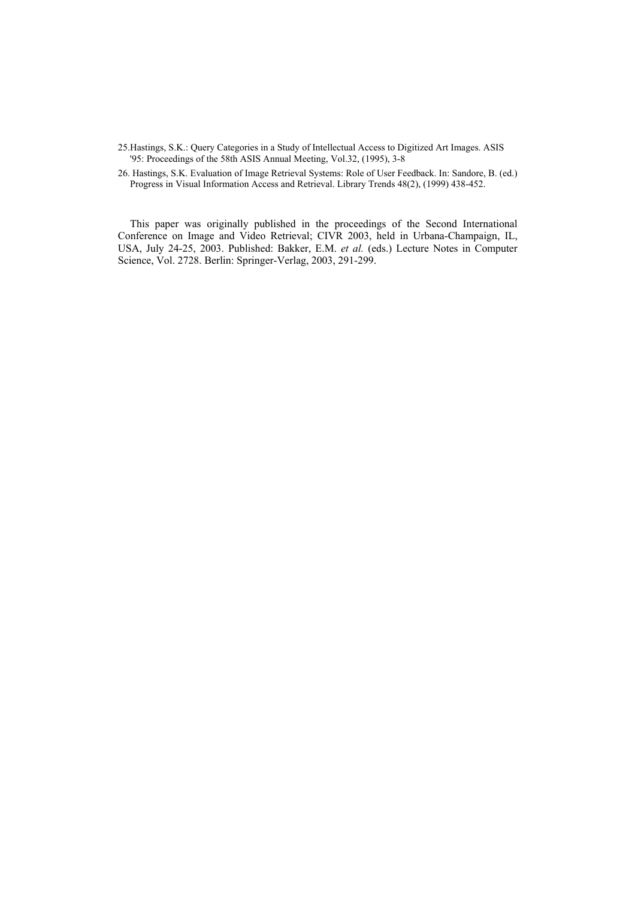25. Hastings, S.K.: Query Categories in a Study of Intellectual Access to Digitized Art Images. ASIS '95: Proceedings of the 58th ASIS Annual Meeting, Vol.32, (1995), 3-8
26. Hastings, S.K. Evaluation of Image Retrieval Systems: Role of User Feedback. In: Sandore, B. (ed.) Progress in Visual Information Access and Retrieval. Library Trends 48(2), (1999) 438-452.

This paper was originally published in the proceedings of the Second International Conference on Image and Video Retrieval; CIVR 2003, held in Urbana-Champaign, IL, USA, July 24-25, 2003. Published: Bakker, E.M. *et al.* (eds.) Lecture Notes in Computer Science, Vol. 2728. Berlin: Springer-Verlag, 2003, 291-299.